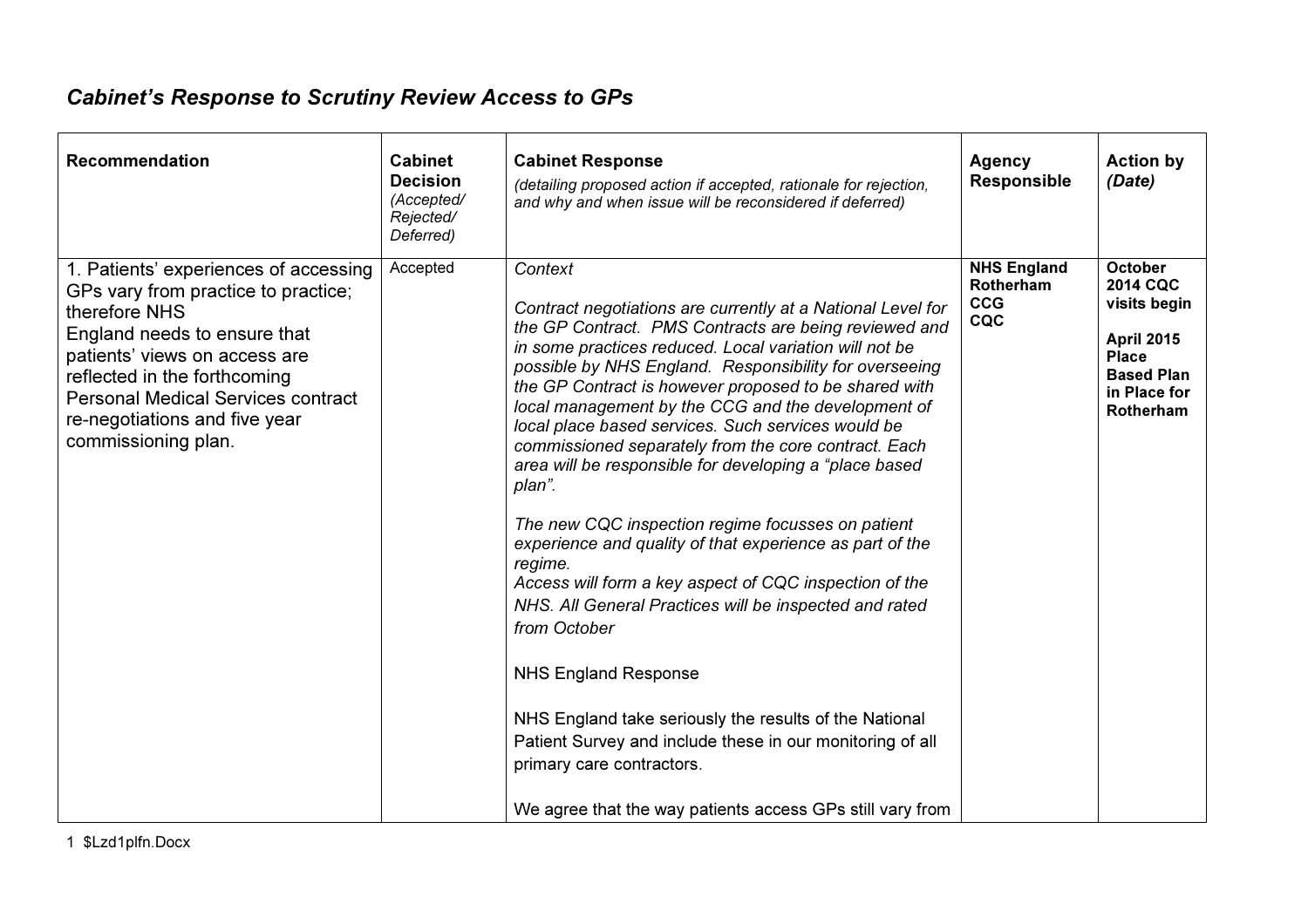## *Cabinet's Response to Scrutiny Review Access to GPs*

| Recommendation | Cabinet Decision *(Accepted/ Rejected/ Deferred)* | Cabinet Response *(detailing proposed action if accepted, rationale for rejection, and why and when issue will be reconsidered if deferred)* | Agency Responsible | Action by *(Date)* |
|---|---|---|---|---|
| 1. Patients' experiences of accessing GPs vary from practice to practice; therefore NHS England needs to ensure that patients' views on access are reflected in the forthcoming Personal Medical Services contract re-negotiations and five year commissioning plan. | Accepted | *Context*<br><br>*Contract negotiations are currently at a National Level for the GP Contract. PMS Contracts are being reviewed and in some practices reduced. Local variation will not be possible by NHS England. Responsibility for overseeing the GP Contract is however proposed to be shared with local management by the CCG and the development of local place based services. Such services would be commissioned separately from the core contract. Each area will be responsible for developing a "place based plan".*<br><br>*The new CQC inspection regime focusses on patient experience and quality of that experience as part of the regime.*<br>*Access will form a key aspect of CQC inspection of the NHS. All General Practices will be inspected and rated from October*<br><br>NHS England Response<br><br>NHS England take seriously the results of the National Patient Survey and include these in our monitoring of all primary care contractors.<br><br>We agree that the way patients access GPs still vary from | **NHS England**<br>**Rotherham CCG**<br>**CQC** | **October 2014 CQC visits begin**<br><br>**April 2015 Place Based Plan in Place for Rotherham** |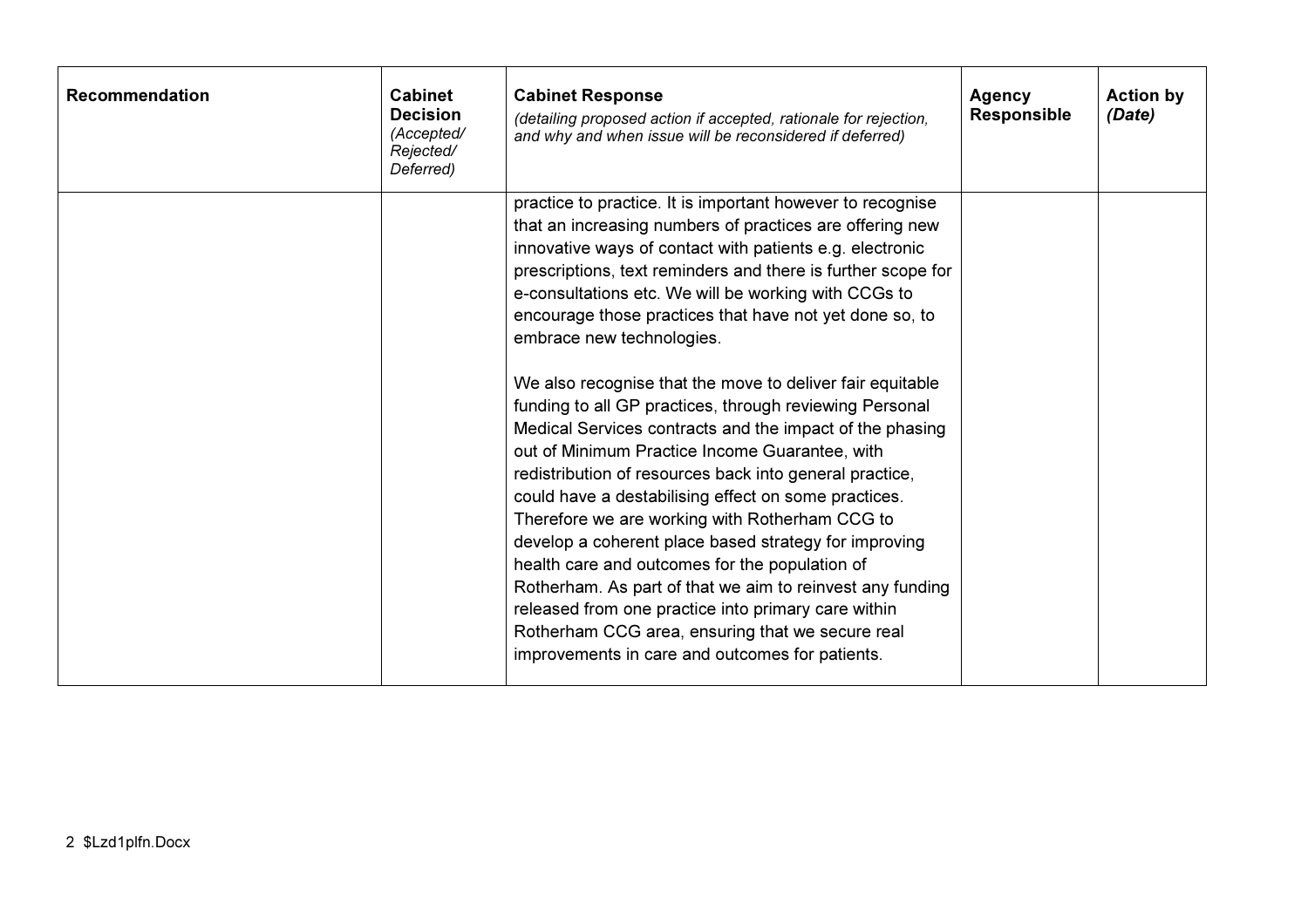| Recommendation | Cabinet Decision *(Accepted/ Rejected/ Deferred)* | Cabinet Response *(detailing proposed action if accepted, rationale for rejection, and why and when issue will be reconsidered if deferred)* | Agency Responsible | Action by *(Date)* |
|---|---|---|---|---|
| | | practice to practice. It is important however to recognise that an increasing numbers of practices are offering new innovative ways of contact with patients e.g. electronic prescriptions, text reminders and there is further scope for e-consultations etc. We will be working with CCGs to encourage those practices that have not yet done so, to embrace new technologies.<br><br>We also recognise that the move to deliver fair equitable funding to all GP practices, through reviewing Personal Medical Services contracts and the impact of the phasing out of Minimum Practice Income Guarantee, with redistribution of resources back into general practice, could have a destabilising effect on some practices. Therefore we are working with Rotherham CCG to develop a coherent place based strategy for improving health care and outcomes for the population of Rotherham. As part of that we aim to reinvest any funding released from one practice into primary care within Rotherham CCG area, ensuring that we secure real improvements in care and outcomes for patients. | | |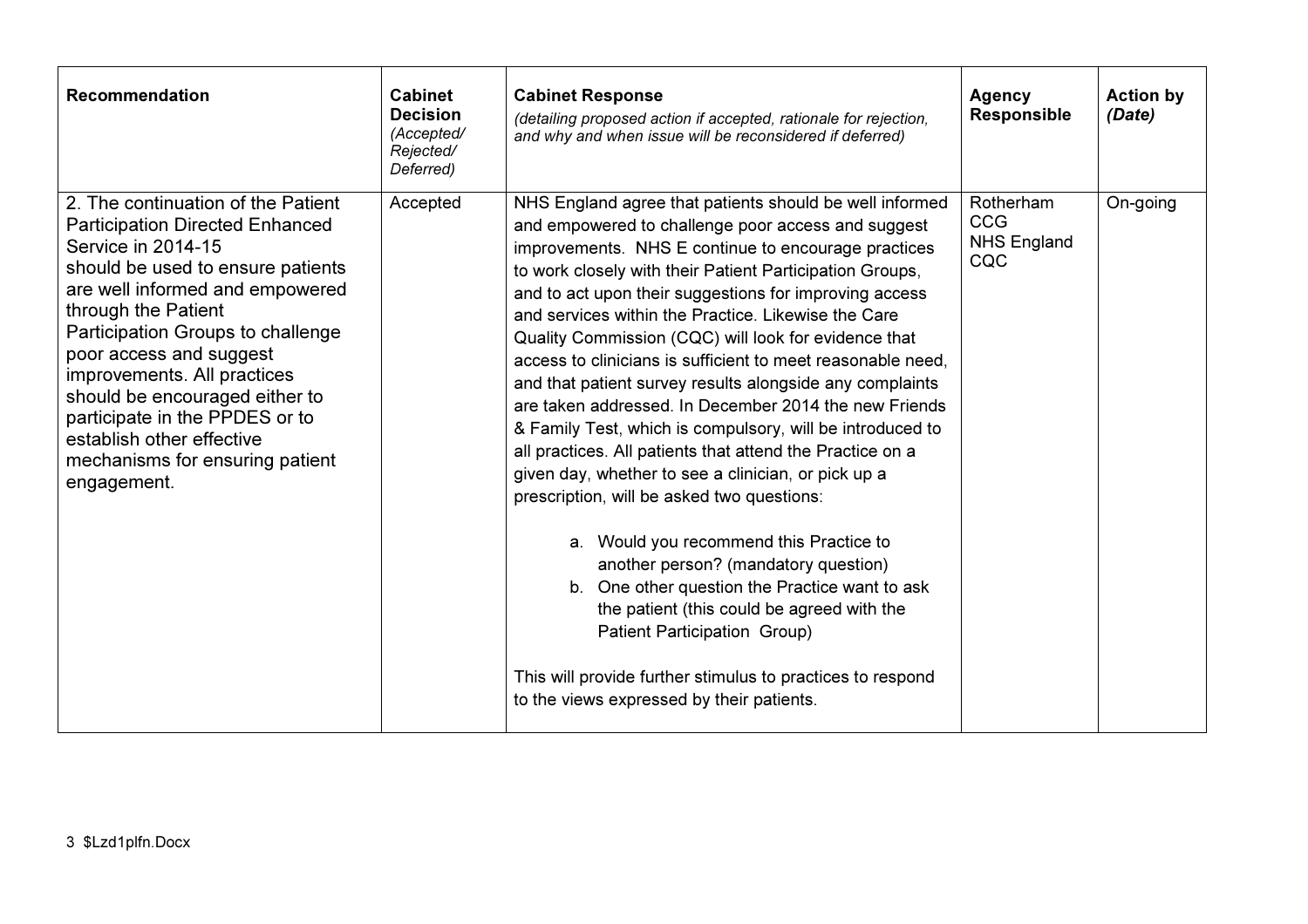| **Recommendation** | **Cabinet Decision** *(Accepted/ Rejected/ Deferred)* | **Cabinet Response** *(detailing proposed action if accepted, rationale for rejection, and why and when issue will be reconsidered if deferred)* | **Agency Responsible** | **Action by** ***(Date)*** |
|---|---|---|---|---|
| 2. The continuation of the Patient Participation Directed Enhanced Service in 2014-15 should be used to ensure patients are well informed and empowered through the Patient Participation Groups to challenge poor access and suggest improvements. All practices should be encouraged either to participate in the PPDES or to establish other effective mechanisms for ensuring patient engagement. | Accepted | NHS England agree that patients should be well informed and empowered to challenge poor access and suggest improvements. NHS E continue to encourage practices to work closely with their Patient Participation Groups, and to act upon their suggestions for improving access and services within the Practice. Likewise the Care Quality Commission (CQC) will look for evidence that access to clinicians is sufficient to meet reasonable need, and that patient survey results alongside any complaints are taken addressed. In December 2014 the new Friends & Family Test, which is compulsory, will be introduced to all practices. All patients that attend the Practice on a given day, whether to see a clinician, or pick up a prescription, will be asked two questions:<br><br>a. Would you recommend this Practice to another person? (mandatory question)<br>b. One other question the Practice want to ask the patient (this could be agreed with the Patient Participation Group)<br><br>This will provide further stimulus to practices to respond to the views expressed by their patients. | Rotherham CCG<br>NHS England<br>CQC | On-going |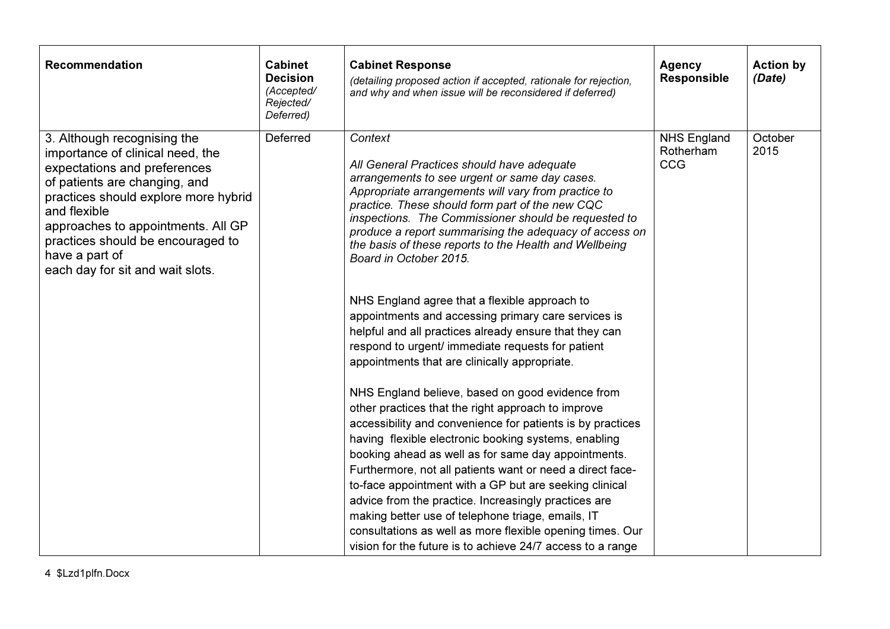| Recommendation | Cabinet Decision *(Accepted/ Rejected/ Deferred)* | Cabinet Response *(detailing proposed action if accepted, rationale for rejection, and why and when issue will be reconsidered if deferred)* | Agency Responsible | Action by *(Date)* |
|---|---|---|---|---|
| 3. Although recognising the importance of clinical need, the expectations and preferences of patients are changing, and practices should explore more hybrid and flexible approaches to appointments. All GP practices should be encouraged to have a part of each day for sit and wait slots. | Deferred | *Context*<br><br>*All General Practices should have adequate arrangements to see urgent or same day cases. Appropriate arrangements will vary from practice to practice. These should form part of the new CQC inspections. The Commissioner should be requested to produce a report summarising the adequacy of access on the basis of these reports to the Health and Wellbeing Board in October 2015.*<br><br>NHS England agree that a flexible approach to appointments and accessing primary care services is helpful and all practices already ensure that they can respond to urgent/ immediate requests for patient appointments that are clinically appropriate.<br><br>NHS England believe, based on good evidence from other practices that the right approach to improve accessibility and convenience for patients is by practices having flexible electronic booking systems, enabling booking ahead as well as for same day appointments. Furthermore, not all patients want or need a direct face-to-face appointment with a GP but are seeking clinical advice from the practice. Increasingly practices are making better use of telephone triage, emails, IT consultations as well as more flexible opening times. Our vision for the future is to achieve 24/7 access to a range | NHS England Rotherham CCG | October 2015 |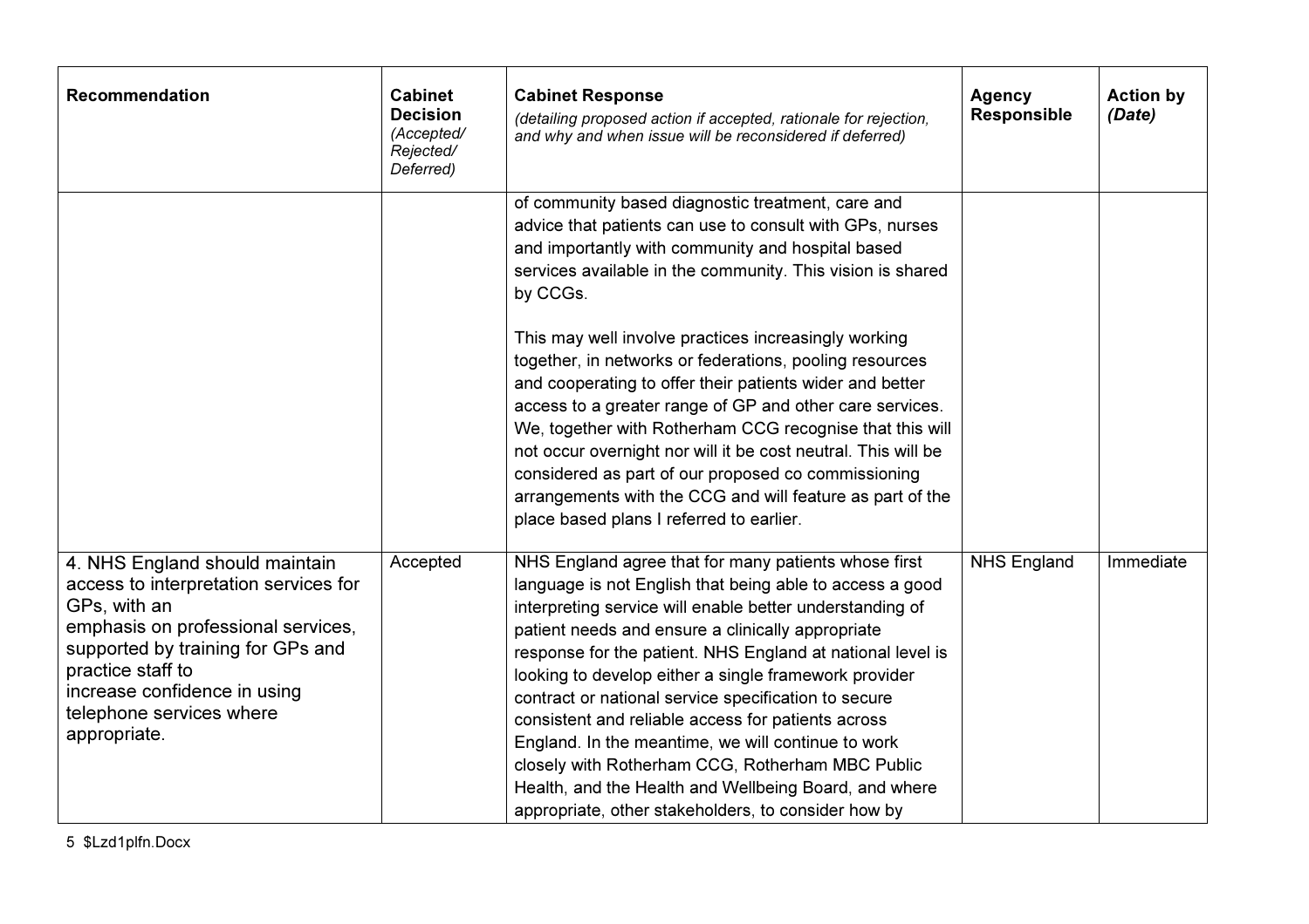| Recommendation | Cabinet Decision *(Accepted/ Rejected/ Deferred)* | Cabinet Response *(detailing proposed action if accepted, rationale for rejection, and why and when issue will be reconsidered if deferred)* | Agency Responsible | Action by *(Date)* |
|---|---|---|---|---|
| | | of community based diagnostic treatment, care and advice that patients can use to consult with GPs, nurses and importantly with community and hospital based services available in the community. This vision is shared by CCGs.<br><br>This may well involve practices increasingly working together, in networks or federations, pooling resources and cooperating to offer their patients wider and better access to a greater range of GP and other care services. We, together with Rotherham CCG recognise that this will not occur overnight nor will it be cost neutral. This will be considered as part of our proposed co commissioning arrangements with the CCG and will feature as part of the place based plans I referred to earlier. | | |
| 4. NHS England should maintain access to interpretation services for GPs, with an emphasis on professional services, supported by training for GPs and practice staff to increase confidence in using telephone services where appropriate. | Accepted | NHS England agree that for many patients whose first language is not English that being able to access a good interpreting service will enable better understanding of patient needs and ensure a clinically appropriate response for the patient. NHS England at national level is looking to develop either a single framework provider contract or national service specification to secure consistent and reliable access for patients across England. In the meantime, we will continue to work closely with Rotherham CCG, Rotherham MBC Public Health, and the Health and Wellbeing Board, and where appropriate, other stakeholders, to consider how by | NHS England | Immediate |

5 $Lzd1plfn.Docx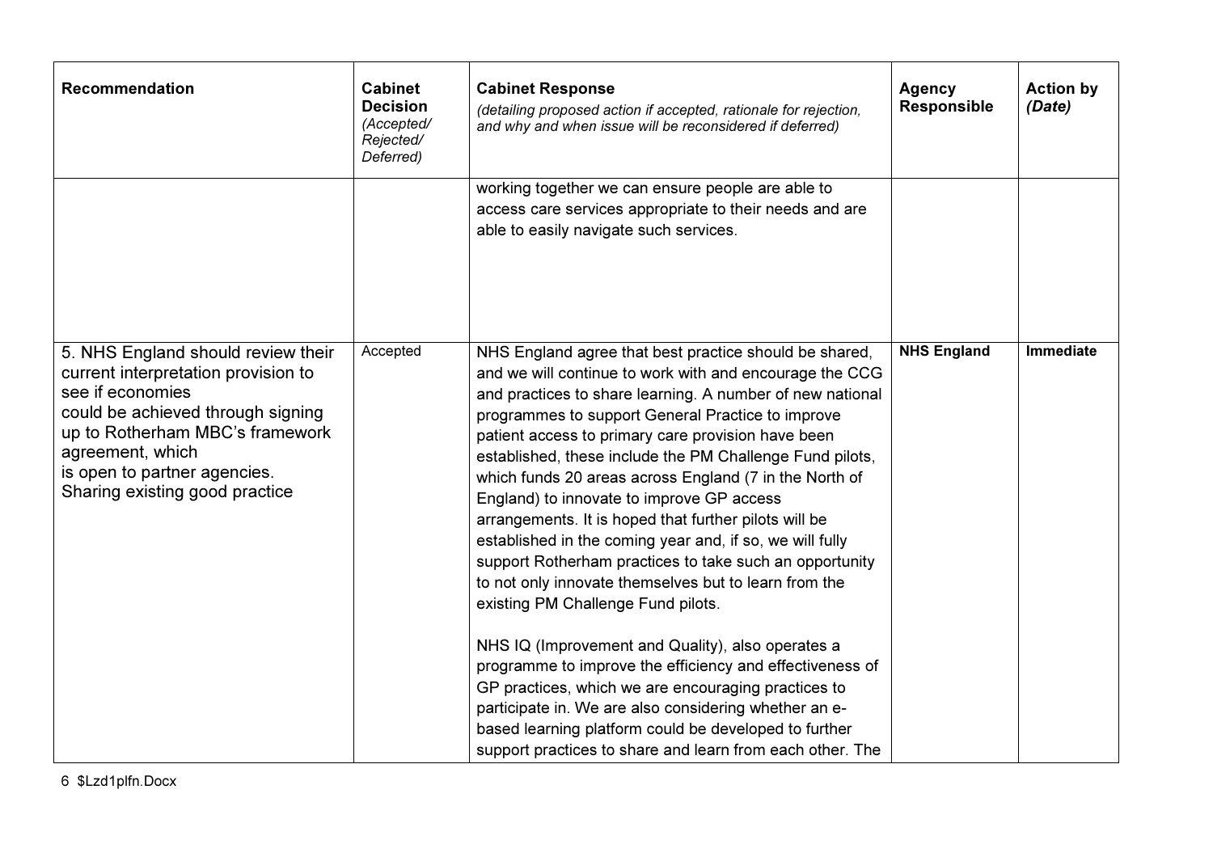| Recommendation | Cabinet Decision *(Accepted/ Rejected/ Deferred)* | Cabinet Response *(detailing proposed action if accepted, rationale for rejection, and why and when issue will be reconsidered if deferred)* | Agency Responsible | Action by *(Date)* |
|---|---|---|---|---|
| | | working together we can ensure people are able to access care services appropriate to their needs and are able to easily navigate such services. | | |
| 5. NHS England should review their current interpretation provision to see if economies could be achieved through signing up to Rotherham MBC's framework agreement, which is open to partner agencies. Sharing existing good practice | Accepted | NHS England agree that best practice should be shared, and we will continue to work with and encourage the CCG and practices to share learning. A number of new national programmes to support General Practice to improve patient access to primary care provision have been established, these include the PM Challenge Fund pilots, which funds 20 areas across England (7 in the North of England) to innovate to improve GP access arrangements. It is hoped that further pilots will be established in the coming year and, if so, we will fully support Rotherham practices to take such an opportunity to not only innovate themselves but to learn from the existing PM Challenge Fund pilots.<br><br>NHS IQ (Improvement and Quality), also operates a programme to improve the efficiency and effectiveness of GP practices, which we are encouraging practices to participate in. We are also considering whether an e-based learning platform could be developed to further support practices to share and learn from each other. The | **NHS England** | **Immediate** |

6 $Lzd1plfn.Docx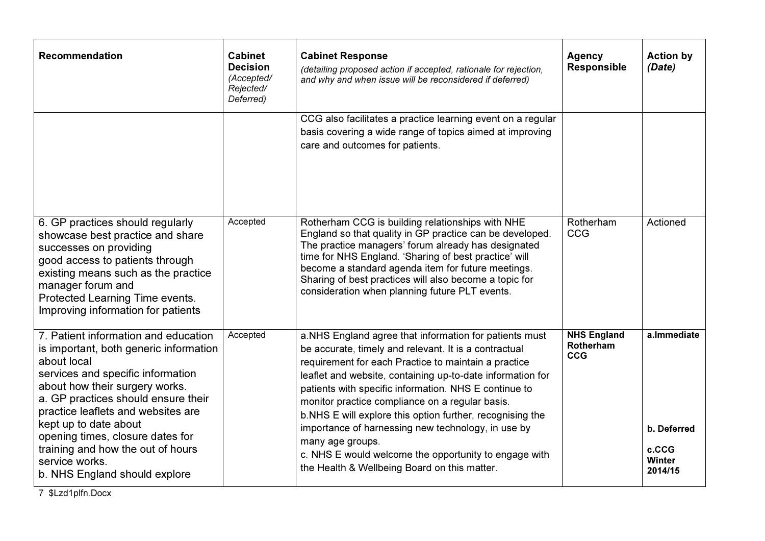| Recommendation | Cabinet Decision *(Accepted/ Rejected/ Deferred)* | Cabinet Response *(detailing proposed action if accepted, rationale for rejection, and why and when issue will be reconsidered if deferred)* | Agency Responsible | Action by *(Date)* |
|---|---|---|---|---|
| | | CCG also facilitates a practice learning event on a regular basis covering a wide range of topics aimed at improving care and outcomes for patients. | | |
| 6. GP practices should regularly showcase best practice and share successes on providing good access to patients through existing means such as the practice manager forum and Protected Learning Time events. Improving information for patients | Accepted | Rotherham CCG is building relationships with NHE England so that quality in GP practice can be developed. The practice managers' forum already has designated time for NHS England. 'Sharing of best practice' will become a standard agenda item for future meetings. Sharing of best practices will also become a topic for consideration when planning future PLT events. | Rotherham CCG | Actioned |
| 7. Patient information and education is important, both generic information about local services and specific information about how their surgery works.<br>a. GP practices should ensure their practice leaflets and websites are kept up to date about opening times, closure dates for training and how the out of hours service works.<br>b. NHS England should explore | Accepted | a.NHS England agree that information for patients must be accurate, timely and relevant. It is a contractual requirement for each Practice to maintain a practice leaflet and website, containing up-to-date information for patients with specific information. NHS E continue to monitor practice compliance on a regular basis.<br>b.NHS E will explore this option further, recognising the importance of harnessing new technology, in use by many age groups.<br>c. NHS E would welcome the opportunity to engage with the Health & Wellbeing Board on this matter. | **NHS England Rotherham CCG** | **a.Immediate**<br>**b. Deferred**<br>**c.CCG Winter 2014/15** |

7 $Lzd1plfn.Docx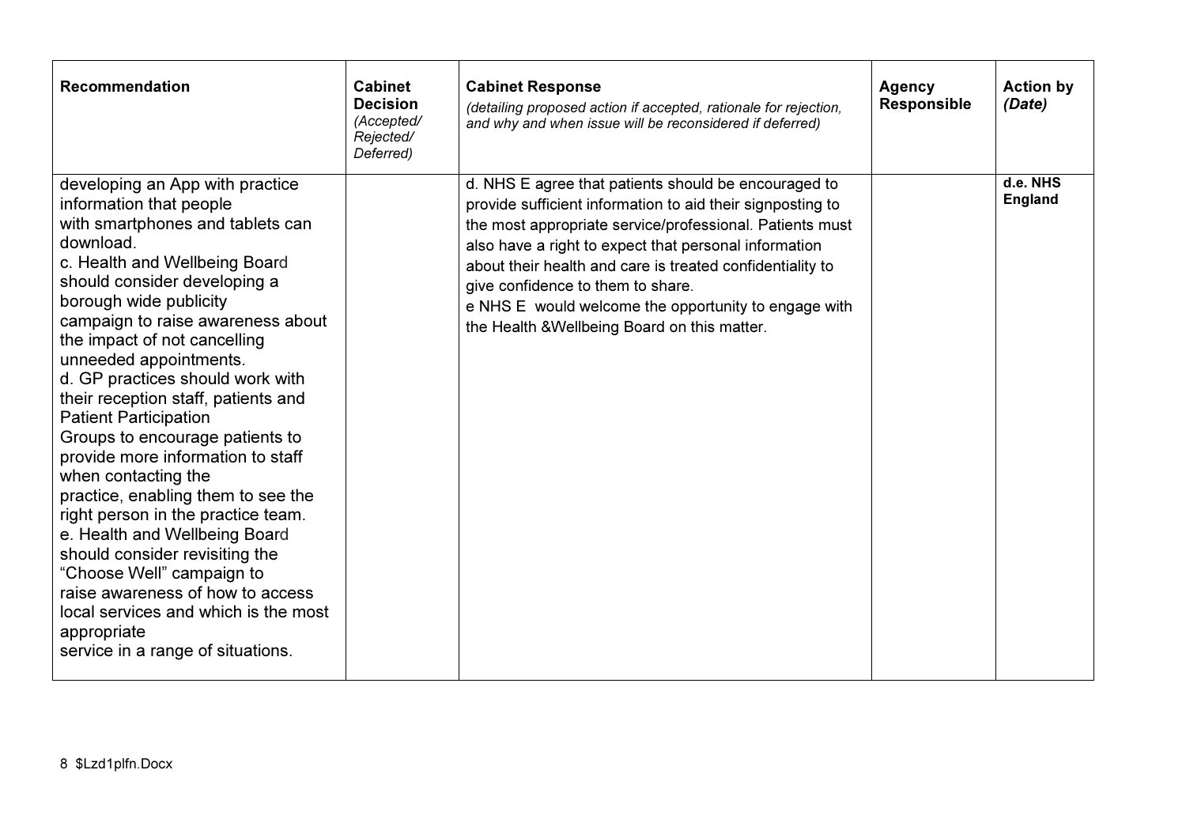| Recommendation | Cabinet Decision *(Accepted/ Rejected/ Deferred)* | Cabinet Response *(detailing proposed action if accepted, rationale for rejection, and why and when issue will be reconsidered if deferred)* | Agency Responsible | Action by *(Date)* |
|---|---|---|---|---|
| developing an App with practice information that people with smartphones and tablets can download.<br>c. Health and Wellbeing Board should consider developing a borough wide publicity campaign to raise awareness about the impact of not cancelling unneeded appointments.<br>d. GP practices should work with their reception staff, patients and Patient Participation Groups to encourage patients to provide more information to staff when contacting the practice, enabling them to see the right person in the practice team.<br>e. Health and Wellbeing Board should consider revisiting the "Choose Well" campaign to raise awareness of how to access local services and which is the most appropriate service in a range of situations. | | d. NHS E agree that patients should be encouraged to provide sufficient information to aid their signposting to the most appropriate service/professional. Patients must also have a right to expect that personal information about their health and care is treated confidentiality to give confidence to them to share.<br>e NHS E would welcome the opportunity to engage with the Health &Wellbeing Board on this matter. | | **d.e. NHS England** |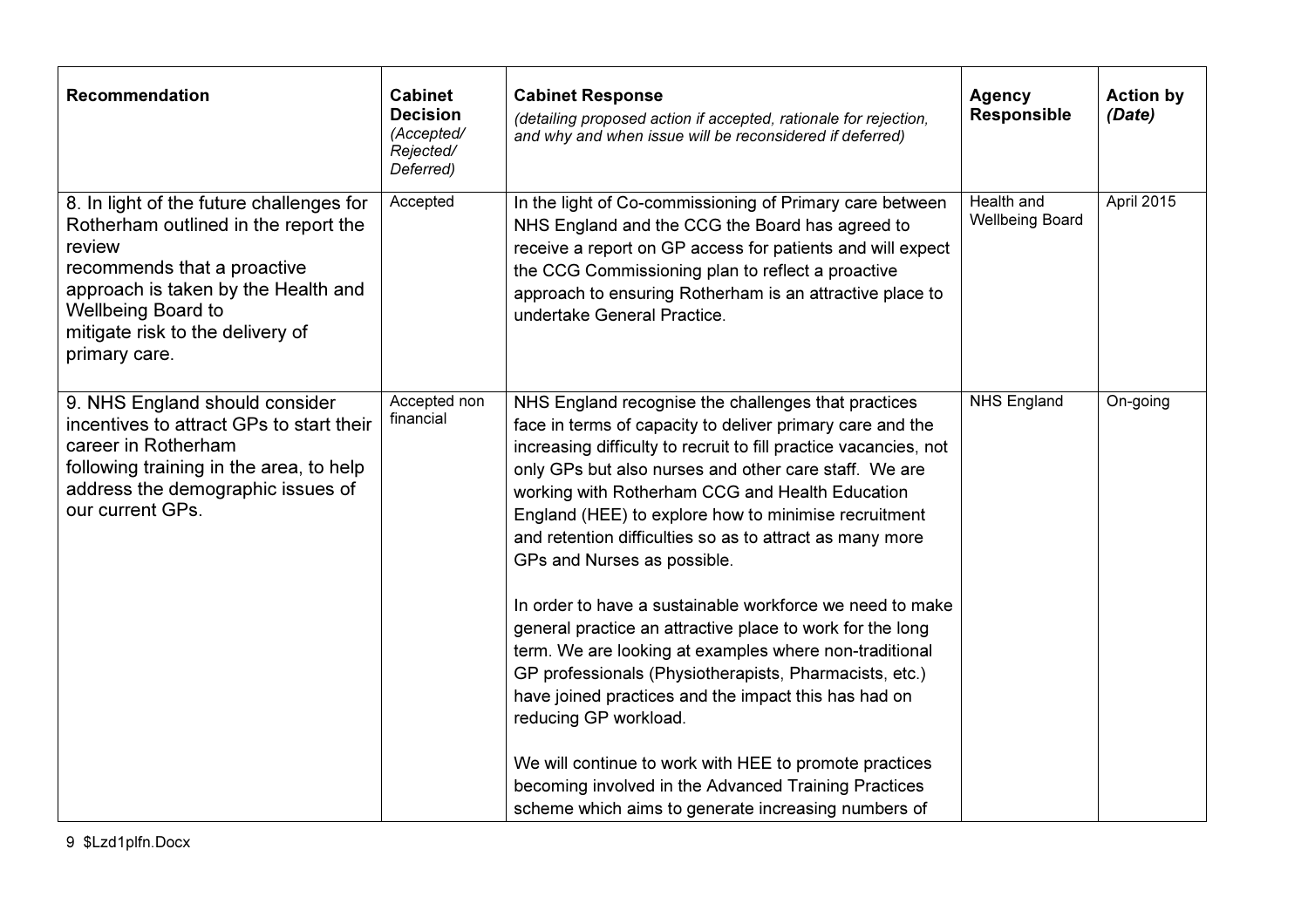| Recommendation | Cabinet Decision *(Accepted/ Rejected/ Deferred)* | Cabinet Response *(detailing proposed action if accepted, rationale for rejection, and why and when issue will be reconsidered if deferred)* | Agency Responsible | Action by *(Date)* |
|---|---|---|---|---|
| 8. In light of the future challenges for Rotherham outlined in the report the review recommends that a proactive approach is taken by the Health and Wellbeing Board to mitigate risk to the delivery of primary care. | Accepted | In the light of Co-commissioning of Primary care between NHS England and the CCG the Board has agreed to receive a report on GP access for patients and will expect the CCG Commissioning plan to reflect a proactive approach to ensuring Rotherham is an attractive place to undertake General Practice. | Health and Wellbeing Board | April 2015 |
| 9. NHS England should consider incentives to attract GPs to start their career in Rotherham following training in the area, to help address the demographic issues of our current GPs. | Accepted non financial | NHS England recognise the challenges that practices face in terms of capacity to deliver primary care and the increasing difficulty to recruit to fill practice vacancies, not only GPs but also nurses and other care staff. We are working with Rotherham CCG and Health Education England (HEE) to explore how to minimise recruitment and retention difficulties so as to attract as many more GPs and Nurses as possible.<br><br>In order to have a sustainable workforce we need to make general practice an attractive place to work for the long term. We are looking at examples where non-traditional GP professionals (Physiotherapists, Pharmacists, etc.) have joined practices and the impact this has had on reducing GP workload.<br><br>We will continue to work with HEE to promote practices becoming involved in the Advanced Training Practices scheme which aims to generate increasing numbers of | NHS England | On-going |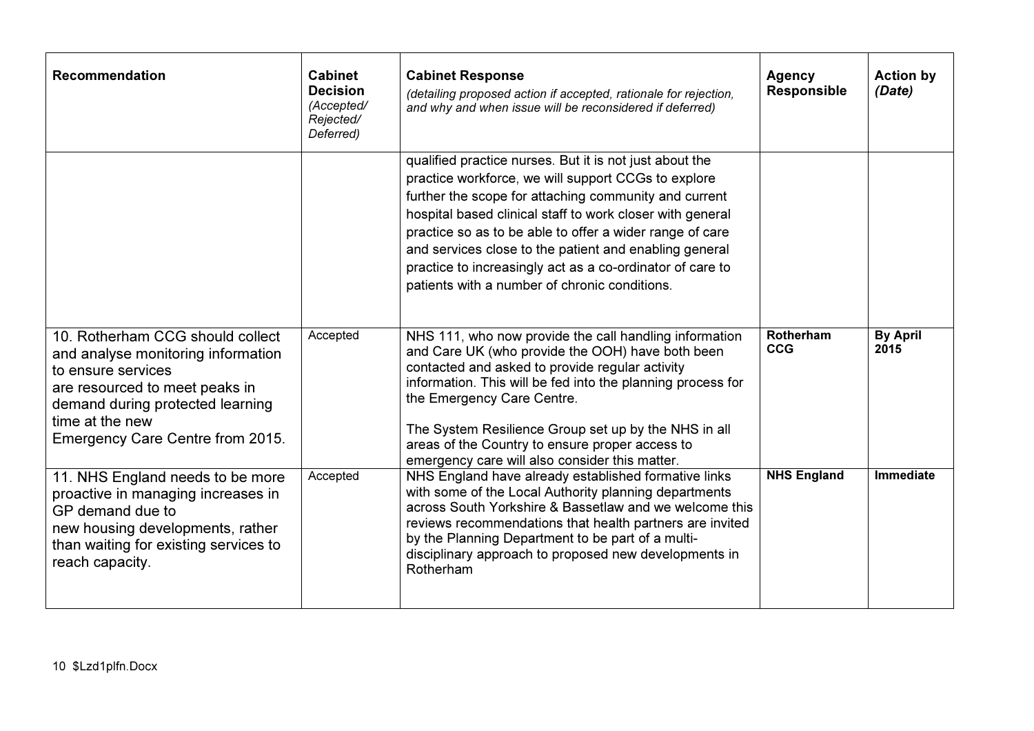| Recommendation | Cabinet Decision *(Accepted/ Rejected/ Deferred)* | Cabinet Response *(detailing proposed action if accepted, rationale for rejection, and why and when issue will be reconsidered if deferred)* | Agency Responsible | Action by *(Date)* |
|---|---|---|---|---|
| | | qualified practice nurses. But it is not just about the practice workforce, we will support CCGs to explore further the scope for attaching community and current hospital based clinical staff to work closer with general practice so as to be able to offer a wider range of care and services close to the patient and enabling general practice to increasingly act as a co-ordinator of care to patients with a number of chronic conditions. | | |
| 10. Rotherham CCG should collect and analyse monitoring information to ensure services are resourced to meet peaks in demand during protected learning time at the new Emergency Care Centre from 2015. | Accepted | NHS 111, who now provide the call handling information and Care UK (who provide the OOH) have both been contacted and asked to provide regular activity information. This will be fed into the planning process for the Emergency Care Centre.<br><br>The System Resilience Group set up by the NHS in all areas of the Country to ensure proper access to emergency care will also consider this matter. | **Rotherham CCG** | **By April 2015** |
| 11. NHS England needs to be more proactive in managing increases in GP demand due to new housing developments, rather than waiting for existing services to reach capacity. | Accepted | NHS England have already established formative links with some of the Local Authority planning departments across South Yorkshire & Bassetlaw and we welcome this reviews recommendations that health partners are invited by the Planning Department to be part of a multi-disciplinary approach to proposed new developments in Rotherham | **NHS England** | **Immediate** |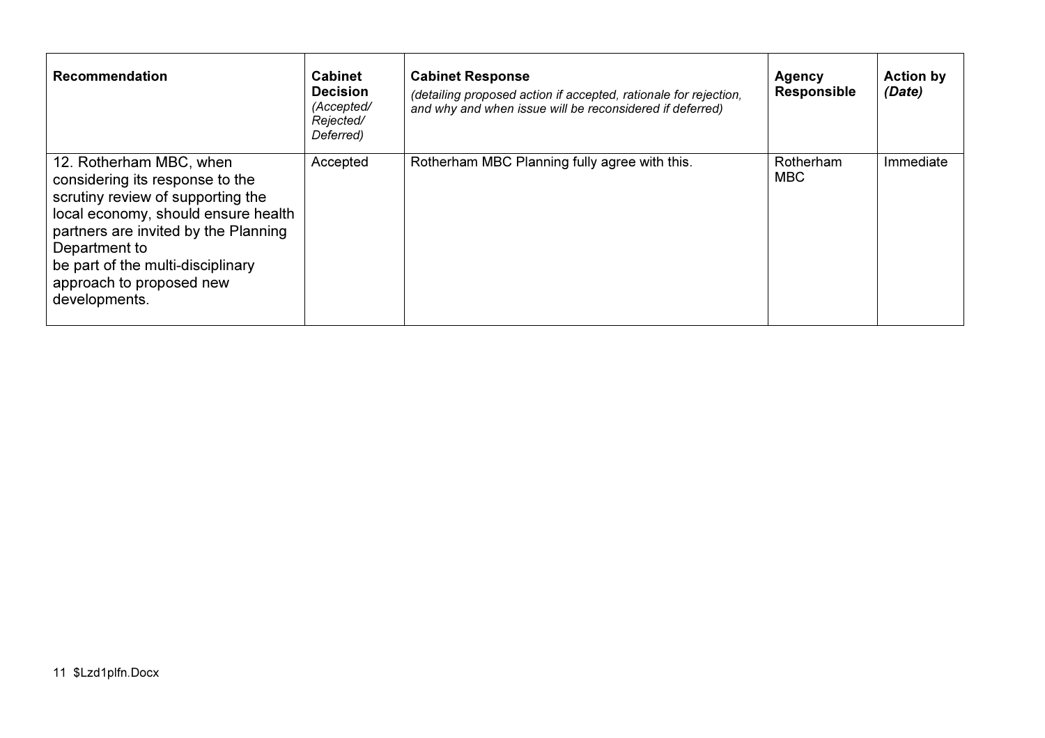| Recommendation | Cabinet Decision *(Accepted/ Rejected/ Deferred)* | Cabinet Response *(detailing proposed action if accepted, rationale for rejection, and why and when issue will be reconsidered if deferred)* | Agency Responsible | Action by *(Date)* |
|---|---|---|---|---|
| 12. Rotherham MBC, when considering its response to the scrutiny review of supporting the local economy, should ensure health partners are invited by the Planning Department to be part of the multi-disciplinary approach to proposed new developments. | Accepted | Rotherham MBC Planning fully agree with this. | Rotherham MBC | Immediate |

11 $Lzd1plfn.Docx